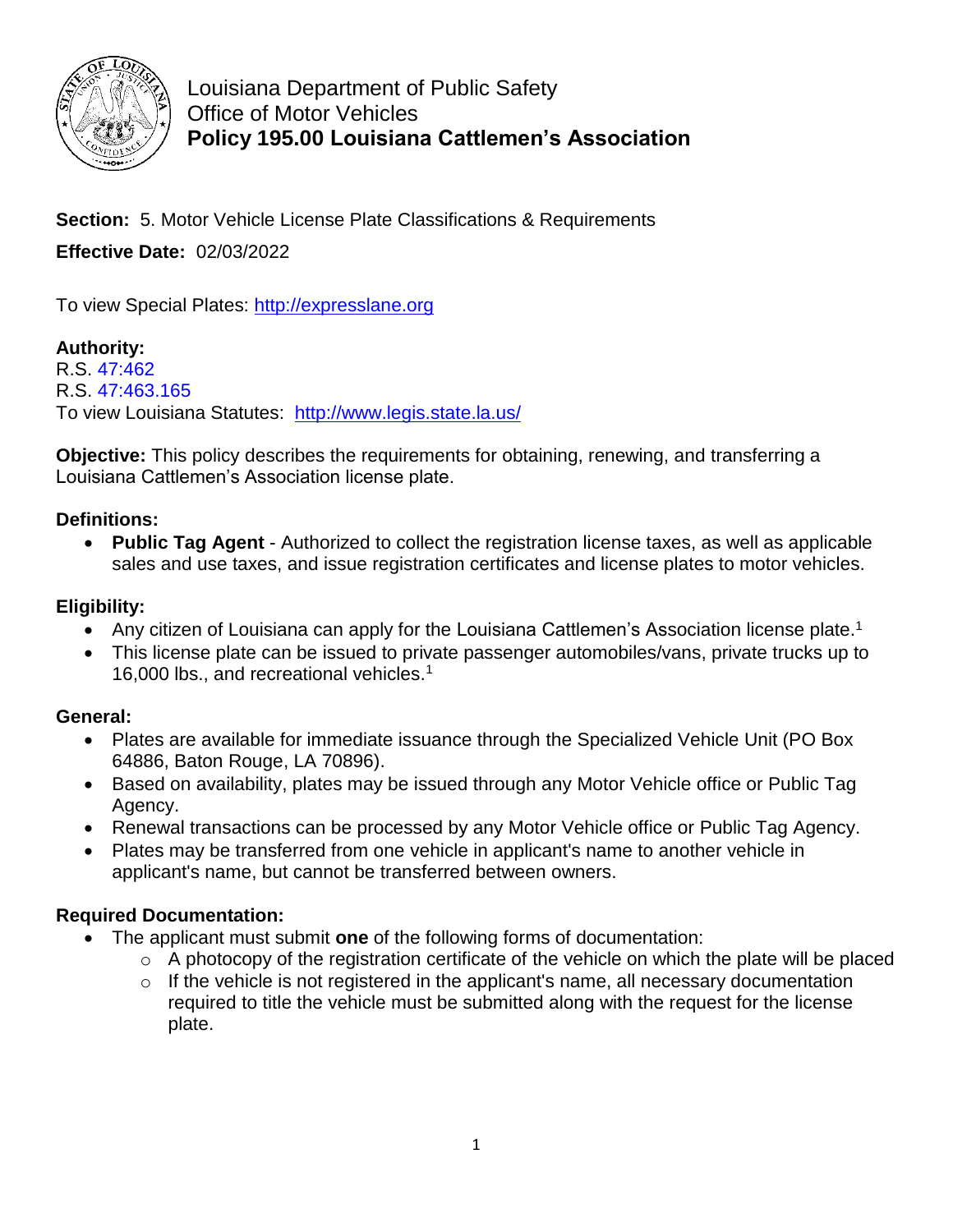Louisiana Department of Public Safety
Office of Motor Vehicles
# Policy 195.00 Louisiana Cattlemen's Association

**Section:** 5. Motor Vehicle License Plate Classifications & Requirements

**Effective Date:** 02/03/2022

To view Special Plates: http://expresslane.org

**Authority:**
R.S. 47:462
R.S. 47:463.165
To view Louisiana Statutes: http://www.legis.state.la.us/

**Objective:** This policy describes the requirements for obtaining, renewing, and transferring a Louisiana Cattlemen's Association license plate.

**Definitions:**

- **Public Tag Agent** - Authorized to collect the registration license taxes, as well as applicable sales and use taxes, and issue registration certificates and license plates to motor vehicles.

**Eligibility:**

- Any citizen of Louisiana can apply for the Louisiana Cattlemen's Association license plate.[1]
- This license plate can be issued to private passenger automobiles/vans, private trucks up to 16,000 lbs., and recreational vehicles.[1]

**General:**

- Plates are available for immediate issuance through the Specialized Vehicle Unit (PO Box 64886, Baton Rouge, LA 70896).
- Based on availability, plates may be issued through any Motor Vehicle office or Public Tag Agency.
- Renewal transactions can be processed by any Motor Vehicle office or Public Tag Agency.
- Plates may be transferred from one vehicle in applicant's name to another vehicle in applicant's name, but cannot be transferred between owners.

**Required Documentation:**

- The applicant must submit **one** of the following forms of documentation:
  - A photocopy of the registration certificate of the vehicle on which the plate will be placed
  - If the vehicle is not registered in the applicant's name, all necessary documentation required to title the vehicle must be submitted along with the request for the license plate.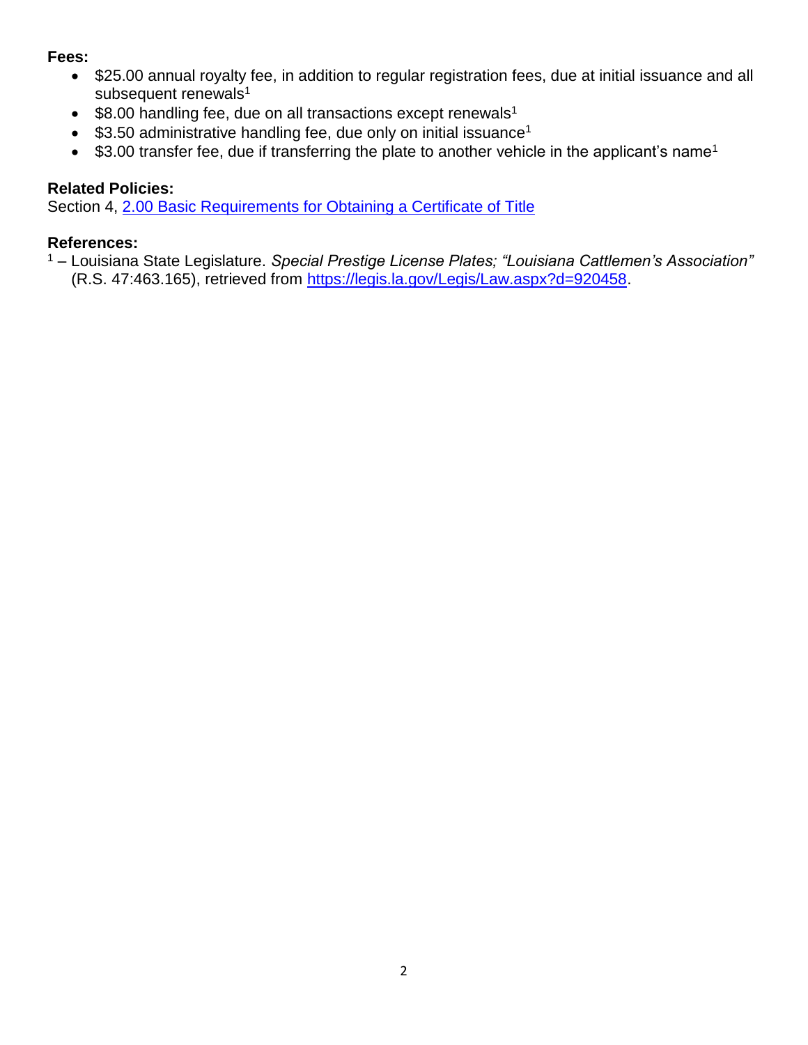**Fees:**

- $25.00 annual royalty fee, in addition to regular registration fees, due at initial issuance and all subsequent renewals[1]
- $8.00 handling fee, due on all transactions except renewals[1]
- $3.50 administrative handling fee, due only on initial issuance[1]
- $3.00 transfer fee, due if transferring the plate to another vehicle in the applicant's name[1]

**Related Policies:**

Section 4, [2.00 Basic Requirements for Obtaining a Certificate of Title]()

**References:**

[1] – Louisiana State Legislature. *Special Prestige License Plates; "Louisiana Cattlemen's Association"* (R.S. 47:463.165), retrieved from [https://legis.la.gov/Legis/Law.aspx?d=920458](https://legis.la.gov/Legis/Law.aspx?d=920458).